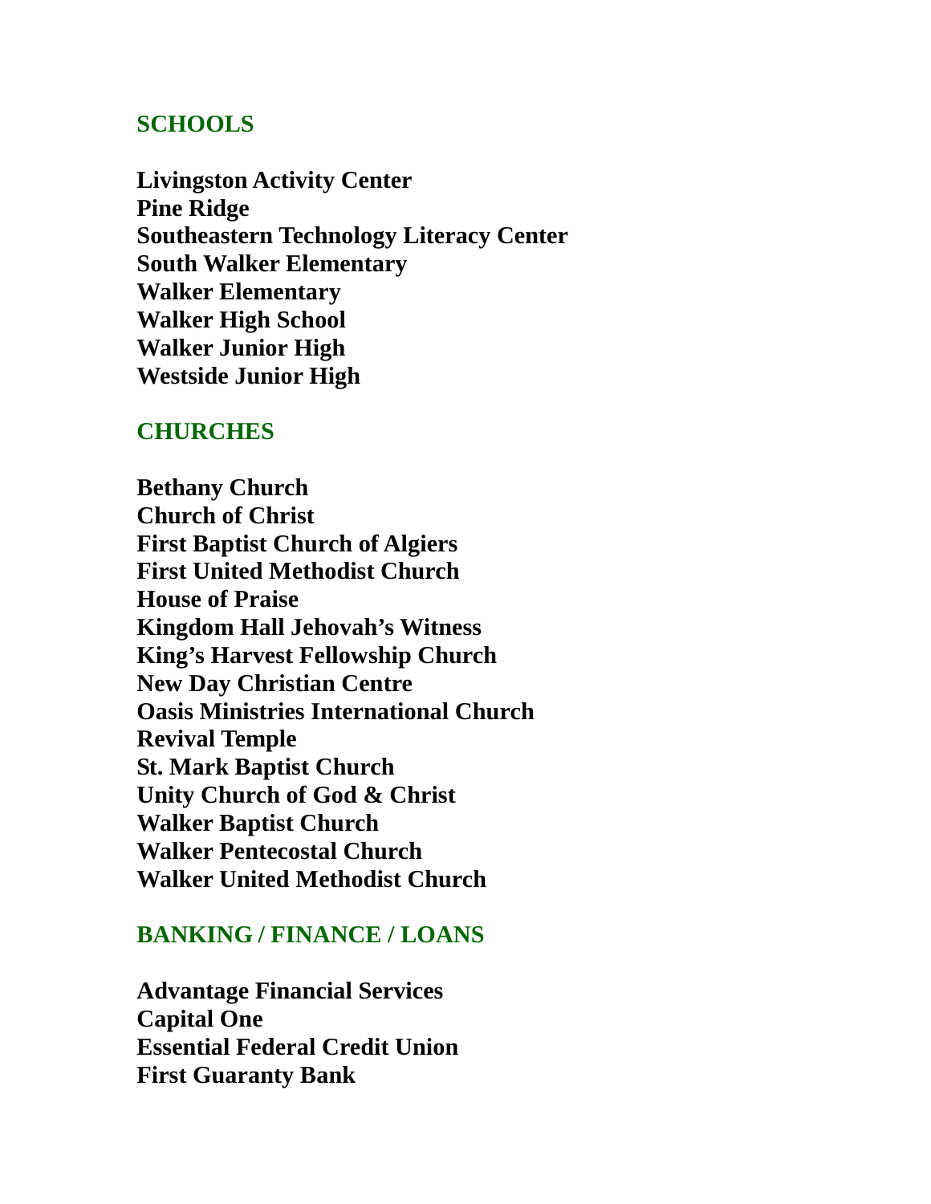## SCHOOLS

**Livingston Activity Center**
**Pine Ridge**
**Southeastern Technology Literacy Center**
**South Walker Elementary**
**Walker Elementary**
**Walker High School**
**Walker Junior High**
**Westside Junior High**

## CHURCHES

**Bethany Church**
**Church of Christ**
**First Baptist Church of Algiers**
**First United Methodist Church**
**House of Praise**
**Kingdom Hall Jehovah's Witness**
**King's Harvest Fellowship Church**
**New Day Christian Centre**
**Oasis Ministries International Church**
**Revival Temple**
**St. Mark Baptist Church**
**Unity Church of God & Christ**
**Walker Baptist Church**
**Walker Pentecostal Church**
**Walker United Methodist Church**

## BANKING / FINANCE / LOANS

**Advantage Financial Services**
**Capital One**
**Essential Federal Credit Union**
**First Guaranty Bank**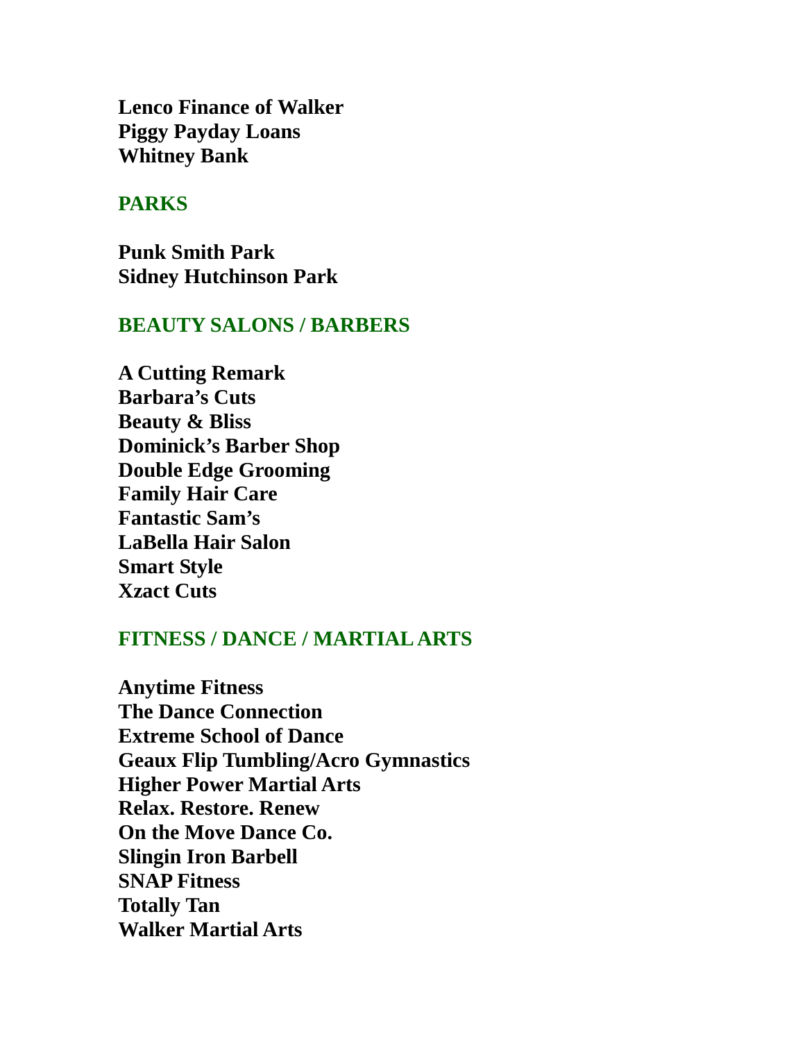**Lenco Finance of Walker**
**Piggy Payday Loans**
**Whitney Bank**

## PARKS

**Punk Smith Park**
**Sidney Hutchinson Park**

## BEAUTY SALONS / BARBERS

**A Cutting Remark**
**Barbara's Cuts**
**Beauty & Bliss**
**Dominick's Barber Shop**
**Double Edge Grooming**
**Family Hair Care**
**Fantastic Sam's**
**LaBella Hair Salon**
**Smart Style**
**Xzact Cuts**

## FITNESS / DANCE / MARTIAL ARTS

**Anytime Fitness**
**The Dance Connection**
**Extreme School of Dance**
**Geaux Flip Tumbling/Acro Gymnastics**
**Higher Power Martial Arts**
**Relax. Restore. Renew**
**On the Move Dance Co.**
**Slingin Iron Barbell**
**SNAP Fitness**
**Totally Tan**
**Walker Martial Arts**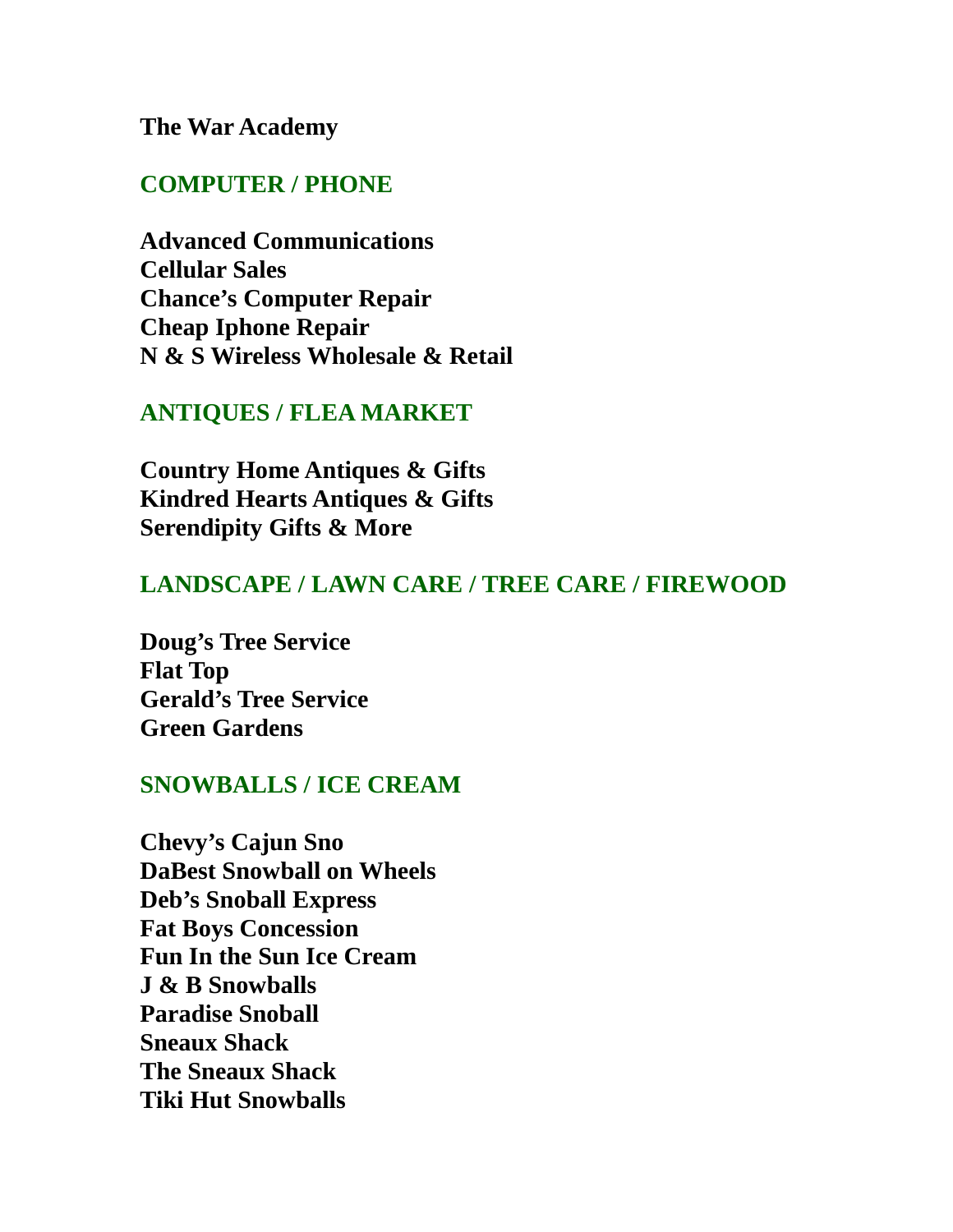**The War Academy**

## COMPUTER / PHONE

**Advanced Communications**
**Cellular Sales**
**Chance's Computer Repair**
**Cheap Iphone Repair**
**N & S Wireless Wholesale & Retail**

## ANTIQUES / FLEA MARKET

**Country Home Antiques & Gifts**
**Kindred Hearts Antiques & Gifts**
**Serendipity Gifts & More**

## LANDSCAPE / LAWN CARE / TREE CARE / FIREWOOD

**Doug's Tree Service**
**Flat Top**
**Gerald's Tree Service**
**Green Gardens**

## SNOWBALLS / ICE CREAM

**Chevy's Cajun Sno**
**DaBest Snowball on Wheels**
**Deb's Snoball Express**
**Fat Boys Concession**
**Fun In the Sun Ice Cream**
**J & B Snowballs**
**Paradise Snoball**
**Sneaux Shack**
**The Sneaux Shack**
**Tiki Hut Snowballs**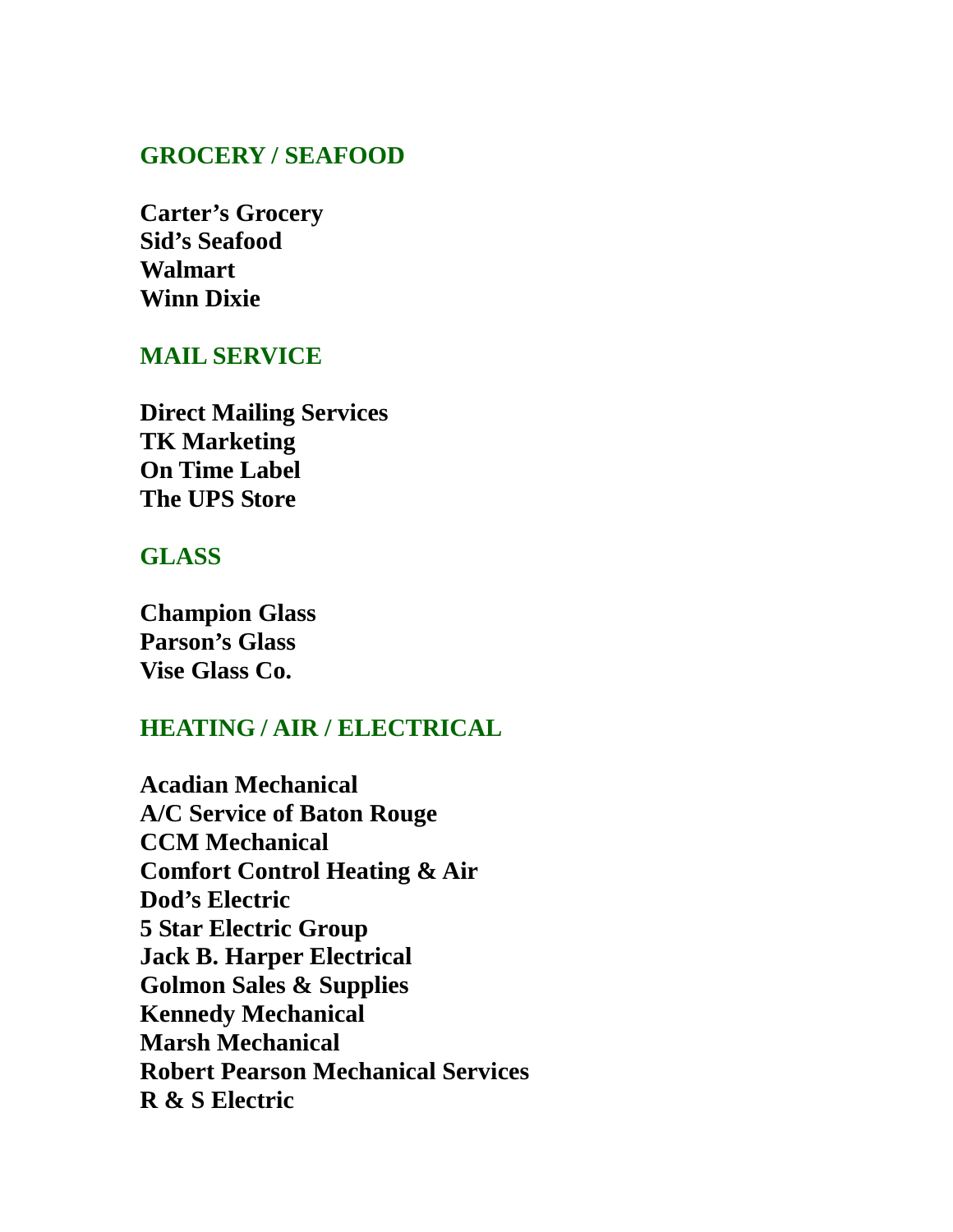## GROCERY / SEAFOOD

**Carter's Grocery**
**Sid's Seafood**
**Walmart**
**Winn Dixie**

## MAIL SERVICE

**Direct Mailing Services**
**TK Marketing**
**On Time Label**
**The UPS Store**

## GLASS

**Champion Glass**
**Parson's Glass**
**Vise Glass Co.**

## HEATING / AIR / ELECTRICAL

**Acadian Mechanical**
**A/C Service of Baton Rouge**
**CCM Mechanical**
**Comfort Control Heating & Air**
**Dod's Electric**
**5 Star Electric Group**
**Jack B. Harper Electrical**
**Golmon Sales & Supplies**
**Kennedy Mechanical**
**Marsh Mechanical**
**Robert Pearson Mechanical Services**
**R & S Electric**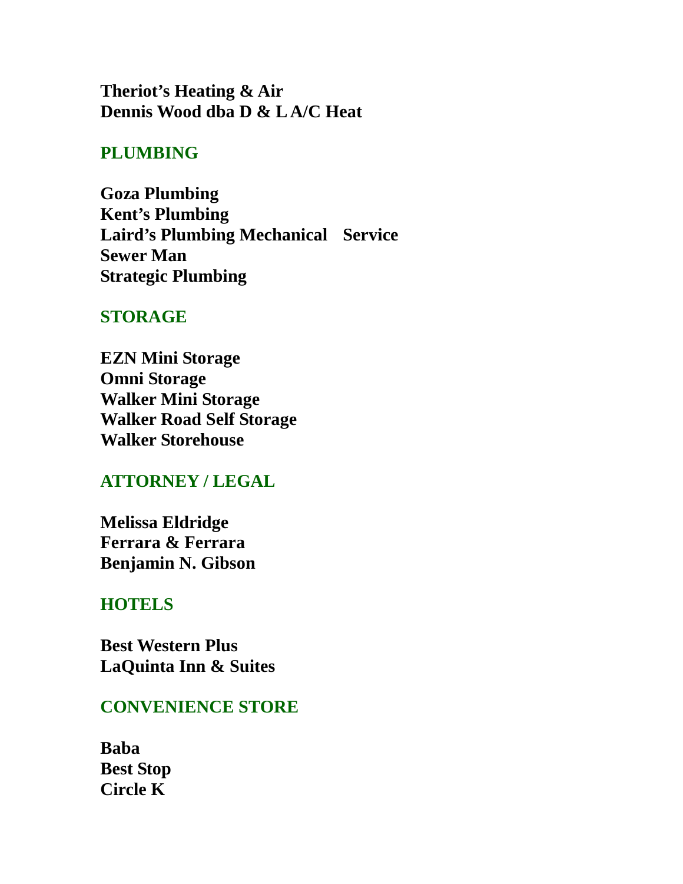**Theriot's Heating & Air**
**Dennis Wood dba D & L A/C Heat**

## PLUMBING

**Goza Plumbing**
**Kent's Plumbing**
**Laird's Plumbing Mechanical Service**
**Sewer Man**
**Strategic Plumbing**

## STORAGE

**EZN Mini Storage**
**Omni Storage**
**Walker Mini Storage**
**Walker Road Self Storage**
**Walker Storehouse**

## ATTORNEY / LEGAL

**Melissa Eldridge**
**Ferrara & Ferrara**
**Benjamin N. Gibson**

## HOTELS

**Best Western Plus**
**LaQuinta Inn & Suites**

## CONVENIENCE STORE

**Baba**
**Best Stop**
**Circle K**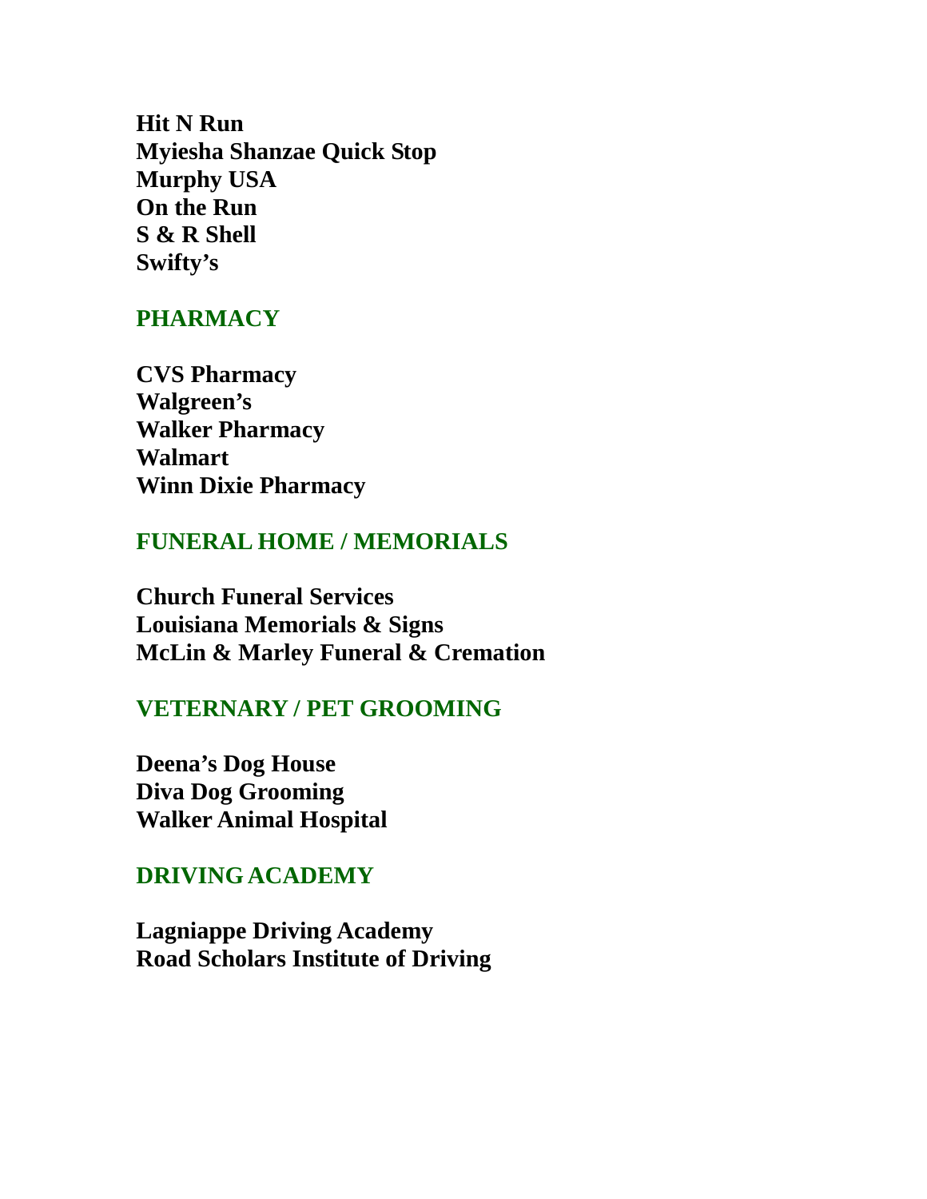**Hit N Run**
**Myiesha Shanzae Quick Stop**
**Murphy USA**
**On the Run**
**S & R Shell**
**Swifty's**

## PHARMACY

**CVS Pharmacy**
**Walgreen's**
**Walker Pharmacy**
**Walmart**
**Winn Dixie Pharmacy**

## FUNERAL HOME / MEMORIALS

**Church Funeral Services**
**Louisiana Memorials & Signs**
**McLin & Marley Funeral & Cremation**

## VETERNARY / PET GROOMING

**Deena's Dog House**
**Diva Dog Grooming**
**Walker Animal Hospital**

## DRIVING ACADEMY

**Lagniappe Driving Academy**
**Road Scholars Institute of Driving**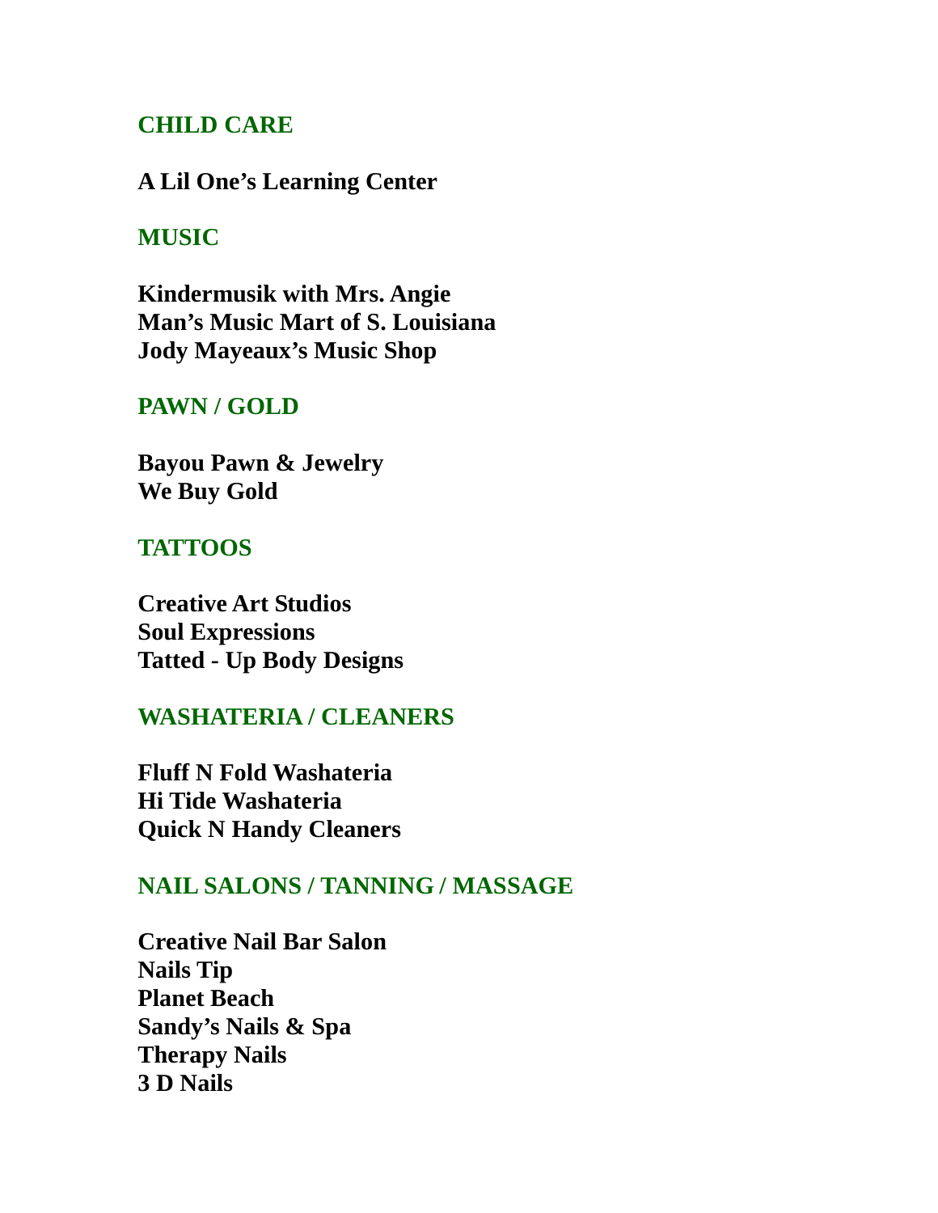## CHILD CARE

**A Lil One's Learning Center**

## MUSIC

**Kindermusik with Mrs. Angie**
**Man's Music Mart of S. Louisiana**
**Jody Mayeaux's Music Shop**

## PAWN / GOLD

**Bayou Pawn & Jewelry**
**We Buy Gold**

## TATTOOS

**Creative Art Studios**
**Soul Expressions**
**Tatted - Up Body Designs**

## WASHATERIA / CLEANERS

**Fluff N Fold Washateria**
**Hi Tide Washateria**
**Quick N Handy Cleaners**

## NAIL SALONS / TANNING / MASSAGE

**Creative Nail Bar Salon**
**Nails Tip**
**Planet Beach**
**Sandy's Nails & Spa**
**Therapy Nails**
**3 D Nails**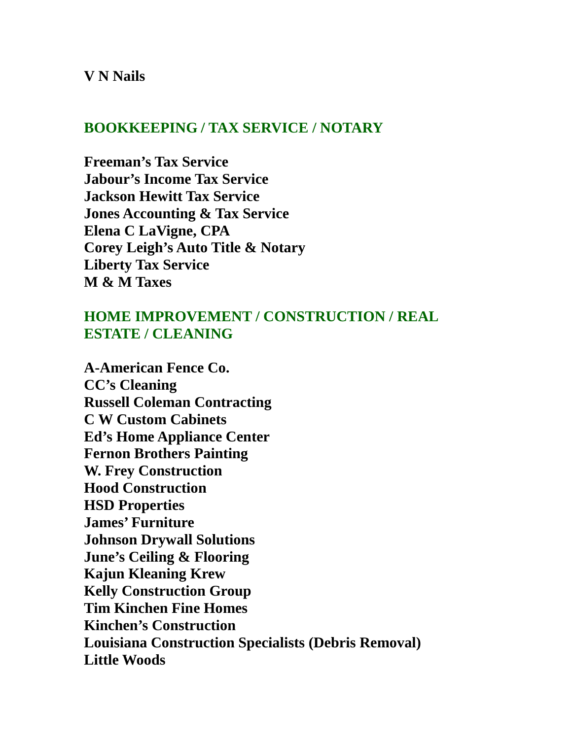**V N Nails**

## BOOKKEEPING / TAX SERVICE / NOTARY

**Freeman's Tax Service**
**Jabour's Income Tax Service**
**Jackson Hewitt Tax Service**
**Jones Accounting & Tax Service**
**Elena C LaVigne, CPA**
**Corey Leigh's Auto Title & Notary**
**Liberty Tax Service**
**M & M Taxes**

## HOME IMPROVEMENT / CONSTRUCTION / REAL ESTATE / CLEANING

**A-American Fence Co.**
**CC's Cleaning**
**Russell Coleman Contracting**
**C W Custom Cabinets**
**Ed's Home Appliance Center**
**Fernon Brothers Painting**
**W. Frey Construction**
**Hood Construction**
**HSD Properties**
**James' Furniture**
**Johnson Drywall Solutions**
**June's Ceiling & Flooring**
**Kajun Kleaning Krew**
**Kelly Construction Group**
**Tim Kinchen Fine Homes**
**Kinchen's Construction**
**Louisiana Construction Specialists (Debris Removal)**
**Little Woods**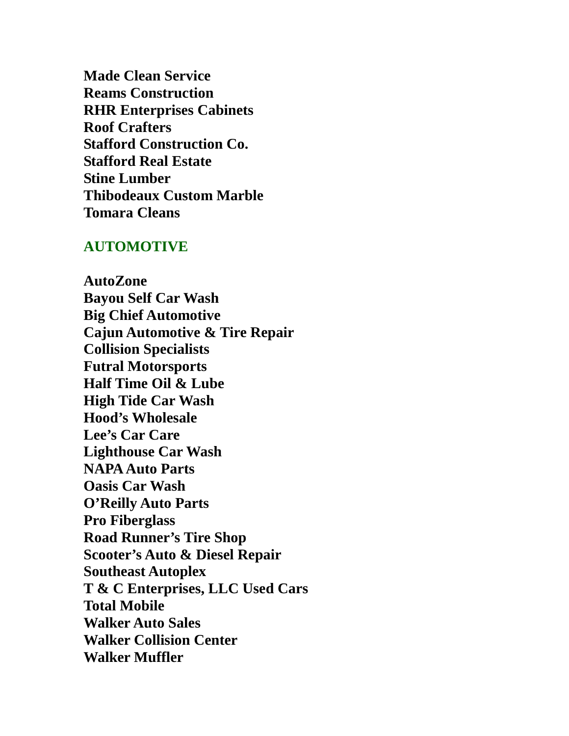**Made Clean Service**
**Reams Construction**
**RHR Enterprises Cabinets**
**Roof Crafters**
**Stafford Construction Co.**
**Stafford Real Estate**
**Stine Lumber**
**Thibodeaux Custom Marble**
**Tomara Cleans**

## AUTOMOTIVE

**AutoZone**
**Bayou Self Car Wash**
**Big Chief Automotive**
**Cajun Automotive & Tire Repair**
**Collision Specialists**
**Futral Motorsports**
**Half Time Oil & Lube**
**High Tide Car Wash**
**Hood's Wholesale**
**Lee's Car Care**
**Lighthouse Car Wash**
**NAPA Auto Parts**
**Oasis Car Wash**
**O'Reilly Auto Parts**
**Pro Fiberglass**
**Road Runner's Tire Shop**
**Scooter's Auto & Diesel Repair**
**Southeast Autoplex**
**T & C Enterprises, LLC Used Cars**
**Total Mobile**
**Walker Auto Sales**
**Walker Collision Center**
**Walker Muffler**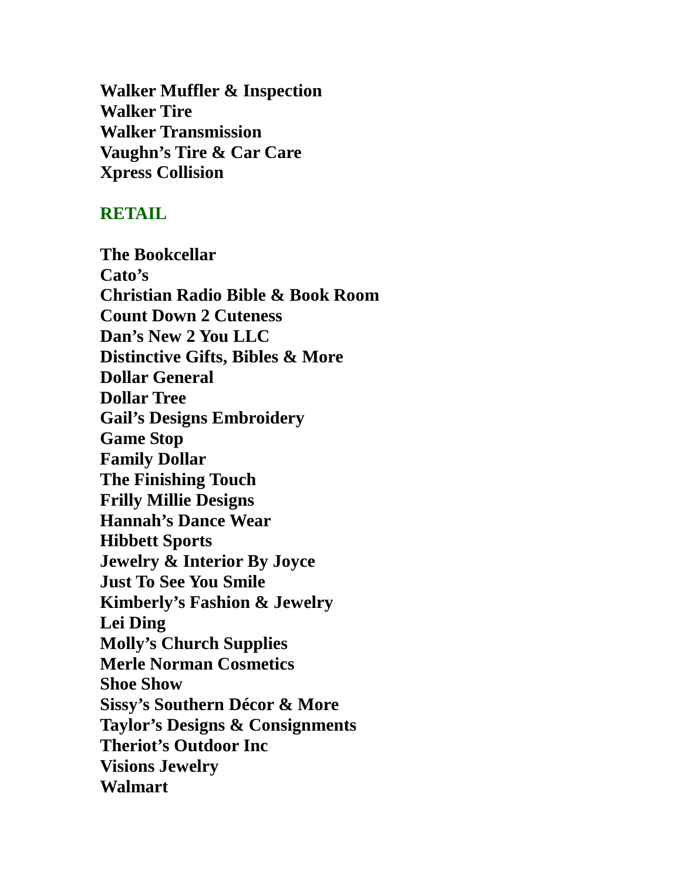**Walker Muffler & Inspection**
**Walker Tire**
**Walker Transmission**
**Vaughn's Tire & Car Care**
**Xpress Collision**

## RETAIL

**The Bookcellar**
**Cato's**
**Christian Radio Bible & Book Room**
**Count Down 2 Cuteness**
**Dan's New 2 You LLC**
**Distinctive Gifts, Bibles & More**
**Dollar General**
**Dollar Tree**
**Gail's Designs Embroidery**
**Game Stop**
**Family Dollar**
**The Finishing Touch**
**Frilly Millie Designs**
**Hannah's Dance Wear**
**Hibbett Sports**
**Jewelry & Interior By Joyce**
**Just To See You Smile**
**Kimberly's Fashion & Jewelry**
**Lei Ding**
**Molly's Church Supplies**
**Merle Norman Cosmetics**
**Shoe Show**
**Sissy's Southern Décor & More**
**Taylor's Designs & Consignments**
**Theriot's Outdoor Inc**
**Visions Jewelry**
**Walmart**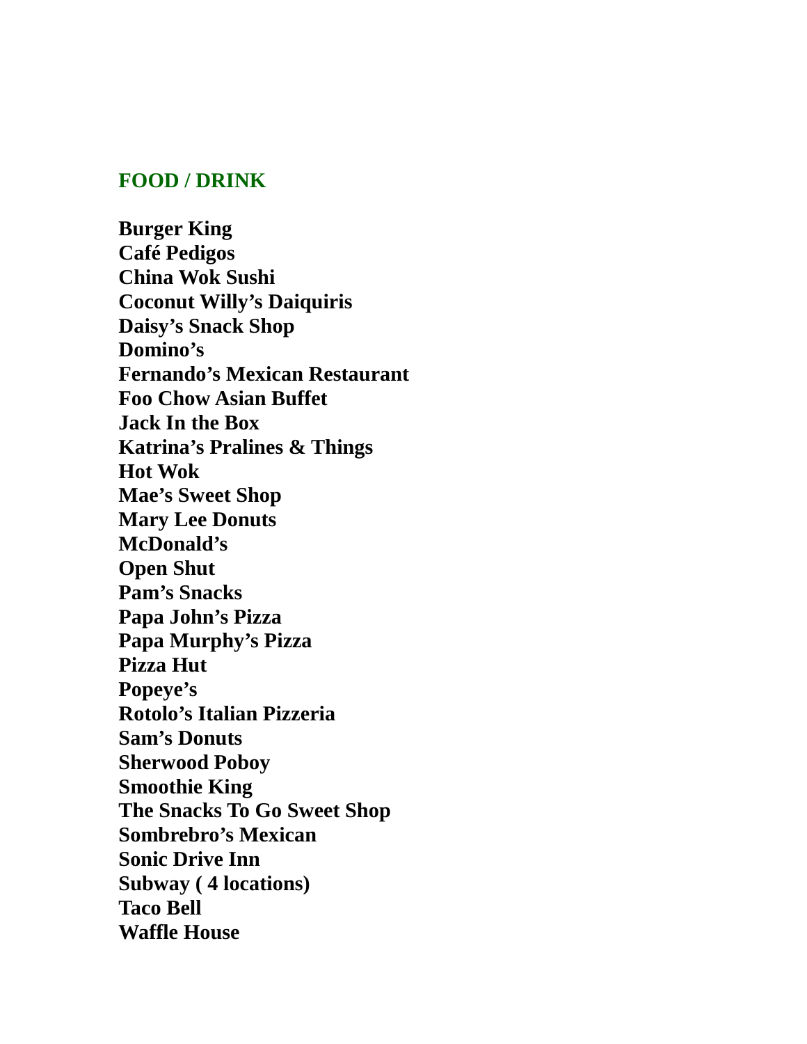## FOOD / DRINK

**Burger King**
**Café Pedigos**
**China Wok Sushi**
**Coconut Willy's Daiquiris**
**Daisy's Snack Shop**
**Domino's**
**Fernando's Mexican Restaurant**
**Foo Chow Asian Buffet**
**Jack In the Box**
**Katrina's Pralines & Things**
**Hot Wok**
**Mae's Sweet Shop**
**Mary Lee Donuts**
**McDonald's**
**Open Shut**
**Pam's Snacks**
**Papa John's Pizza**
**Papa Murphy's Pizza**
**Pizza Hut**
**Popeye's**
**Rotolo's Italian Pizzeria**
**Sam's Donuts**
**Sherwood Poboy**
**Smoothie King**
**The Snacks To Go Sweet Shop**
**Sombrebro's Mexican**
**Sonic Drive Inn**
**Subway ( 4 locations)**
**Taco Bell**
**Waffle House**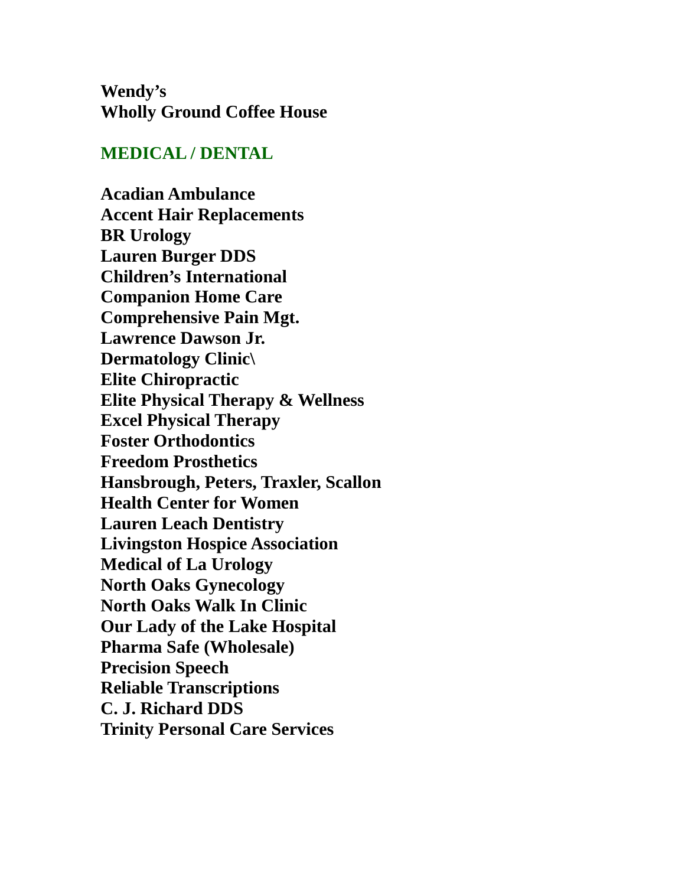**Wendy's**
**Wholly Ground Coffee House**

## MEDICAL / DENTAL

**Acadian Ambulance**
**Accent Hair Replacements**
**BR Urology**
**Lauren Burger DDS**
**Children's International**
**Companion Home Care**
**Comprehensive Pain Mgt.**
**Lawrence Dawson Jr.**
**Dermatology Clinic\**
**Elite Chiropractic**
**Elite Physical Therapy & Wellness**
**Excel Physical Therapy**
**Foster Orthodontics**
**Freedom Prosthetics**
**Hansbrough, Peters, Traxler, Scallon**
**Health Center for Women**
**Lauren Leach Dentistry**
**Livingston Hospice Association**
**Medical of La Urology**
**North Oaks Gynecology**
**North Oaks Walk In Clinic**
**Our Lady of the Lake Hospital**
**Pharma Safe (Wholesale)**
**Precision Speech**
**Reliable Transcriptions**
**C. J. Richard DDS**
**Trinity Personal Care Services**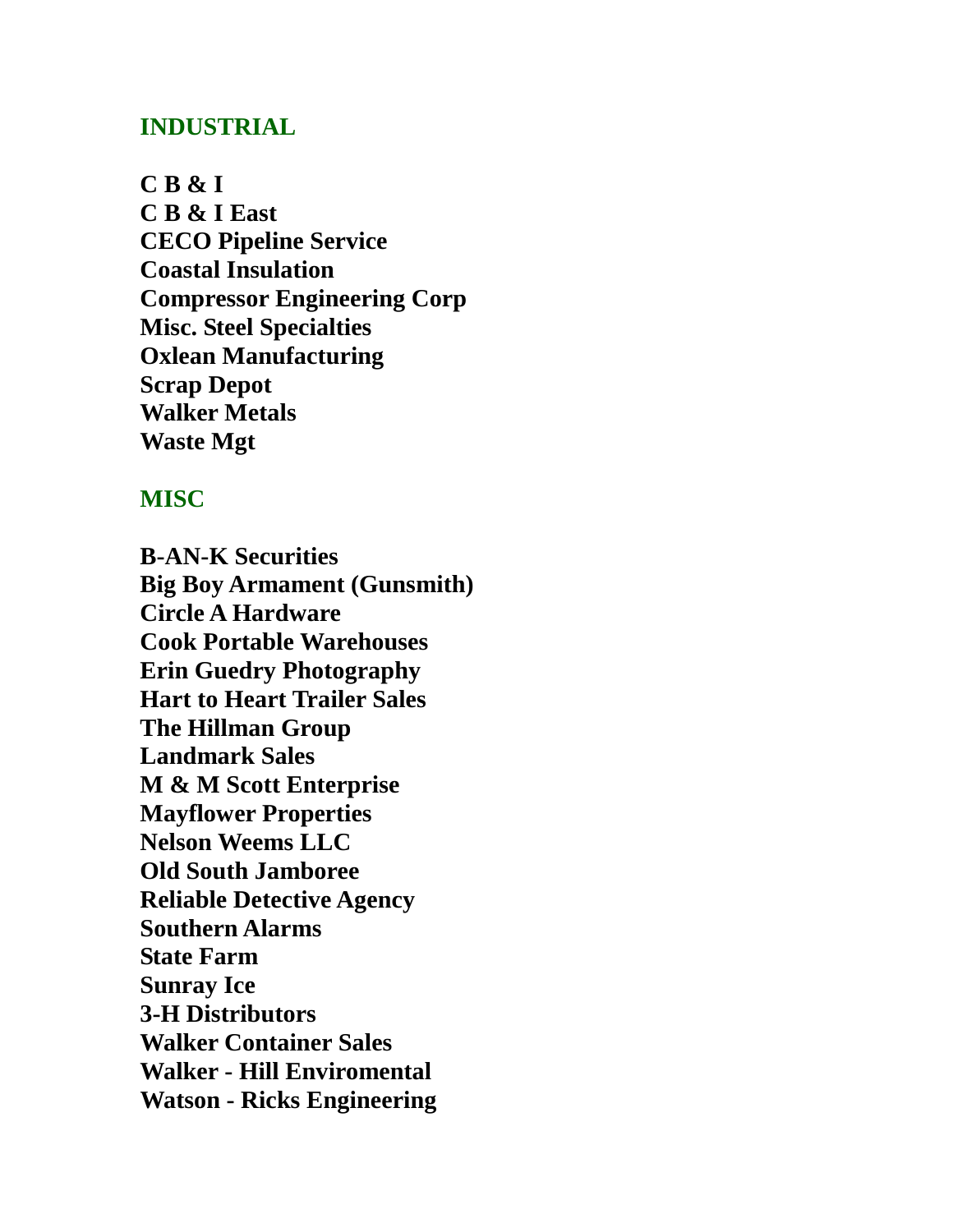## INDUSTRIAL

**C B & I**
**C B & I East**
**CECO Pipeline Service**
**Coastal Insulation**
**Compressor Engineering Corp**
**Misc. Steel Specialties**
**Oxlean Manufacturing**
**Scrap Depot**
**Walker Metals**
**Waste Mgt**

## MISC

**B-AN-K Securities**
**Big Boy Armament (Gunsmith)**
**Circle A Hardware**
**Cook Portable Warehouses**
**Erin Guedry Photography**
**Hart to Heart Trailer Sales**
**The Hillman Group**
**Landmark Sales**
**M & M Scott Enterprise**
**Mayflower Properties**
**Nelson Weems LLC**
**Old South Jamboree**
**Reliable Detective Agency**
**Southern Alarms**
**State Farm**
**Sunray Ice**
**3-H Distributors**
**Walker Container Sales**
**Walker - Hill Enviromental**
**Watson - Ricks Engineering**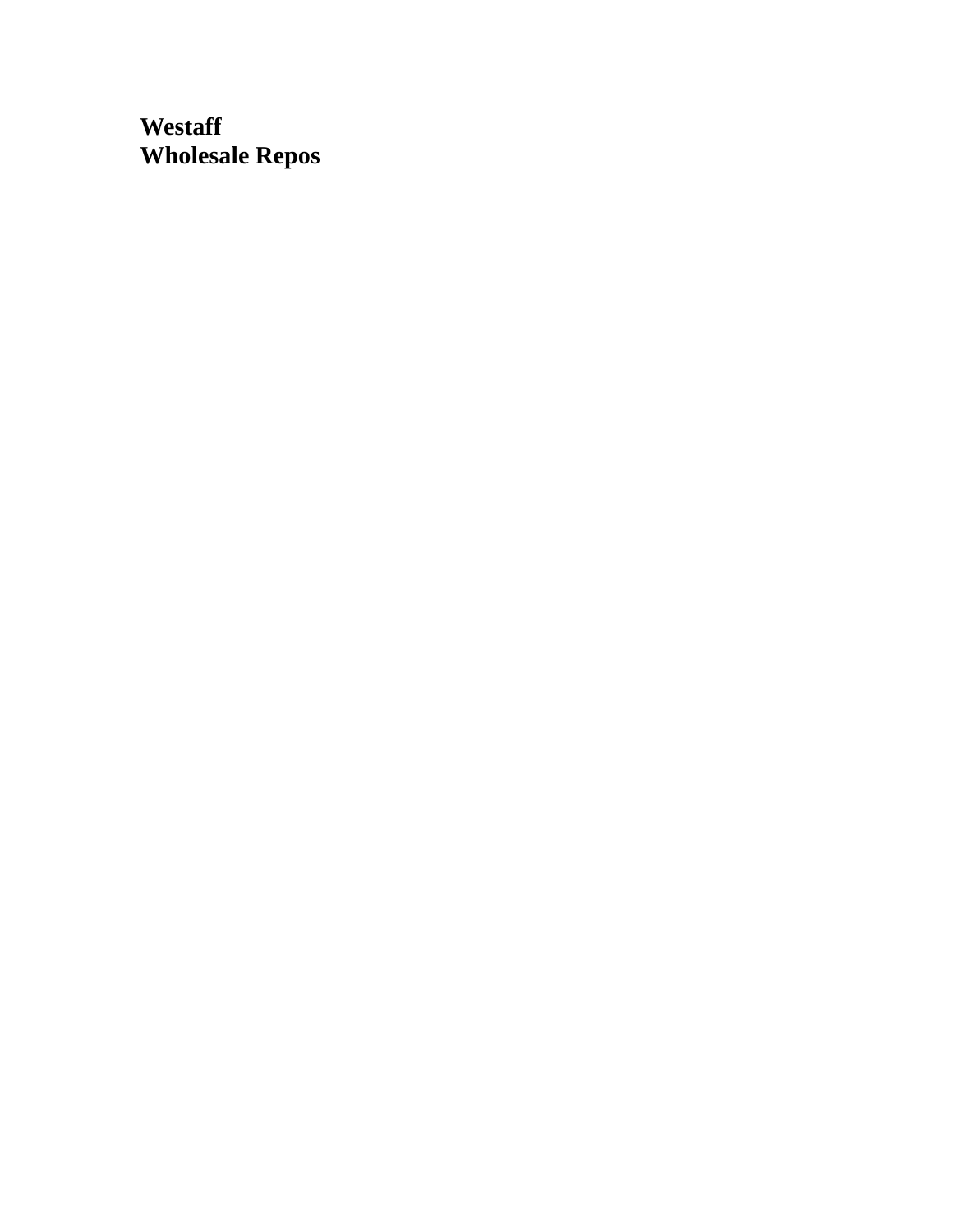**Westaff**
**Wholesale Repos**